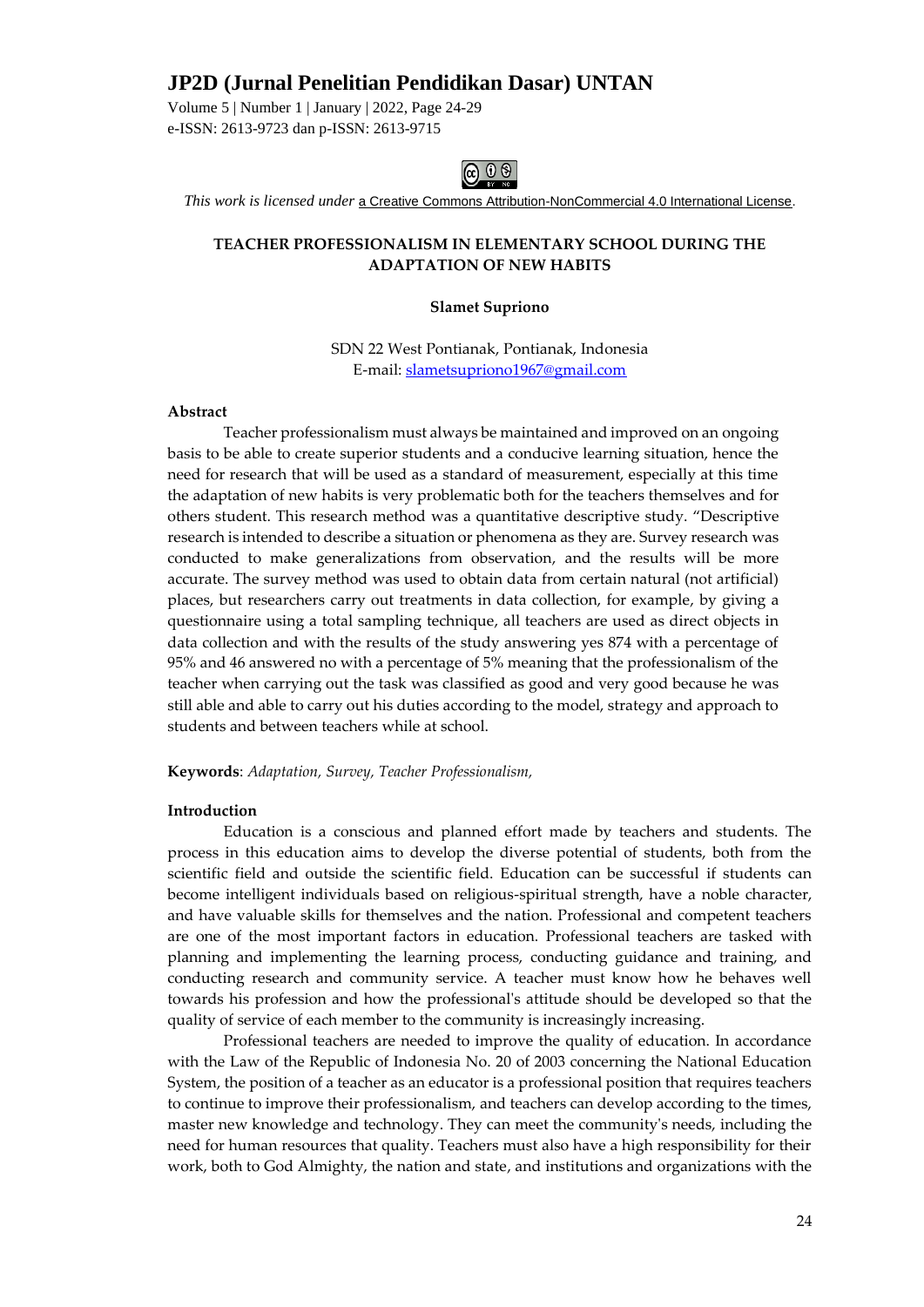This work is licensed under a Creative Commons Attribution-NonCommercial 4.0 International License.

# TEACHER PROFESSIONALISM IN ELEMENTARY SCHOOL DURING THE ADAPTATION OF NEW HABITS

**Slamet Supriono**

SDN 22 West Pontianak, Pontianak, Indonesia
E-mail: slametsupriono1967@gmail.com

## Abstract

Teacher professionalism must always be maintained and improved on an ongoing basis to be able to create superior students and a conducive learning situation, hence the need for research that will be used as a standard of measurement, especially at this time the adaptation of new habits is very problematic both for the teachers themselves and for others student. This research method was a quantitative descriptive study. "Descriptive research is intended to describe a situation or phenomena as they are. Survey research was conducted to make generalizations from observation, and the results will be more accurate. The survey method was used to obtain data from certain natural (not artificial) places, but researchers carry out treatments in data collection, for example, by giving a questionnaire using a total sampling technique, all teachers are used as direct objects in data collection and with the results of the study answering yes 874 with a percentage of 95% and 46 answered no with a percentage of 5% meaning that the professionalism of the teacher when carrying out the task was classified as good and very good because he was still able and able to carry out his duties according to the model, strategy and approach to students and between teachers while at school.

**Keywords**: *Adaptation, Survey, Teacher Professionalism,*

## Introduction

Education is a conscious and planned effort made by teachers and students. The process in this education aims to develop the diverse potential of students, both from the scientific field and outside the scientific field. Education can be successful if students can become intelligent individuals based on religious-spiritual strength, have a noble character, and have valuable skills for themselves and the nation. Professional and competent teachers are one of the most important factors in education. Professional teachers are tasked with planning and implementing the learning process, conducting guidance and training, and conducting research and community service. A teacher must know how he behaves well towards his profession and how the professional's attitude should be developed so that the quality of service of each member to the community is increasingly increasing.

Professional teachers are needed to improve the quality of education. In accordance with the Law of the Republic of Indonesia No. 20 of 2003 concerning the National Education System, the position of a teacher as an educator is a professional position that requires teachers to continue to improve their professionalism, and teachers can develop according to the times, master new knowledge and technology. They can meet the community's needs, including the need for human resources that quality. Teachers must also have a high responsibility for their work, both to God Almighty, the nation and state, and institutions and organizations with the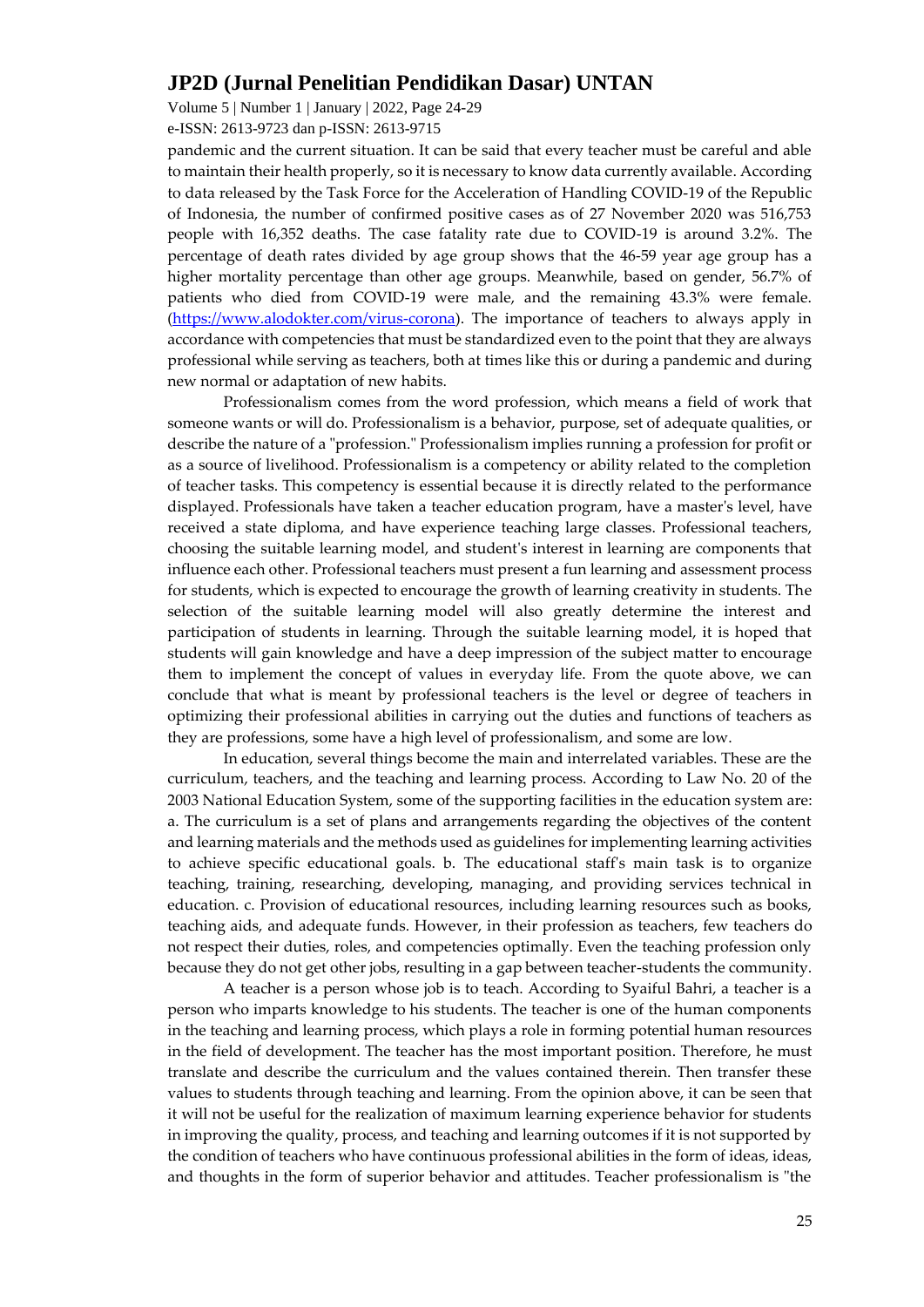pandemic and the current situation. It can be said that every teacher must be careful and able to maintain their health properly, so it is necessary to know data currently available. According to data released by the Task Force for the Acceleration of Handling COVID-19 of the Republic of Indonesia, the number of confirmed positive cases as of 27 November 2020 was 516,753 people with 16,352 deaths. The case fatality rate due to COVID-19 is around 3.2%. The percentage of death rates divided by age group shows that the 46-59 year age group has a higher mortality percentage than other age groups. Meanwhile, based on gender, 56.7% of patients who died from COVID-19 were male, and the remaining 43.3% were female. (https://www.alodokter.com/virus-corona). The importance of teachers to always apply in accordance with competencies that must be standardized even to the point that they are always professional while serving as teachers, both at times like this or during a pandemic and during new normal or adaptation of new habits.

Professionalism comes from the word profession, which means a field of work that someone wants or will do. Professionalism is a behavior, purpose, set of adequate qualities, or describe the nature of a "profession." Professionalism implies running a profession for profit or as a source of livelihood. Professionalism is a competency or ability related to the completion of teacher tasks. This competency is essential because it is directly related to the performance displayed. Professionals have taken a teacher education program, have a master's level, have received a state diploma, and have experience teaching large classes. Professional teachers, choosing the suitable learning model, and student's interest in learning are components that influence each other. Professional teachers must present a fun learning and assessment process for students, which is expected to encourage the growth of learning creativity in students. The selection of the suitable learning model will also greatly determine the interest and participation of students in learning. Through the suitable learning model, it is hoped that students will gain knowledge and have a deep impression of the subject matter to encourage them to implement the concept of values in everyday life. From the quote above, we can conclude that what is meant by professional teachers is the level or degree of teachers in optimizing their professional abilities in carrying out the duties and functions of teachers as they are professions, some have a high level of professionalism, and some are low.

In education, several things become the main and interrelated variables. These are the curriculum, teachers, and the teaching and learning process. According to Law No. 20 of the 2003 National Education System, some of the supporting facilities in the education system are: a. The curriculum is a set of plans and arrangements regarding the objectives of the content and learning materials and the methods used as guidelines for implementing learning activities to achieve specific educational goals. b. The educational staff's main task is to organize teaching, training, researching, developing, managing, and providing services technical in education. c. Provision of educational resources, including learning resources such as books, teaching aids, and adequate funds. However, in their profession as teachers, few teachers do not respect their duties, roles, and competencies optimally. Even the teaching profession only because they do not get other jobs, resulting in a gap between teacher-students the community.

A teacher is a person whose job is to teach. According to Syaiful Bahri, a teacher is a person who imparts knowledge to his students. The teacher is one of the human components in the teaching and learning process, which plays a role in forming potential human resources in the field of development. The teacher has the most important position. Therefore, he must translate and describe the curriculum and the values contained therein. Then transfer these values to students through teaching and learning. From the opinion above, it can be seen that it will not be useful for the realization of maximum learning experience behavior for students in improving the quality, process, and teaching and learning outcomes if it is not supported by the condition of teachers who have continuous professional abilities in the form of ideas, ideas, and thoughts in the form of superior behavior and attitudes. Teacher professionalism is "the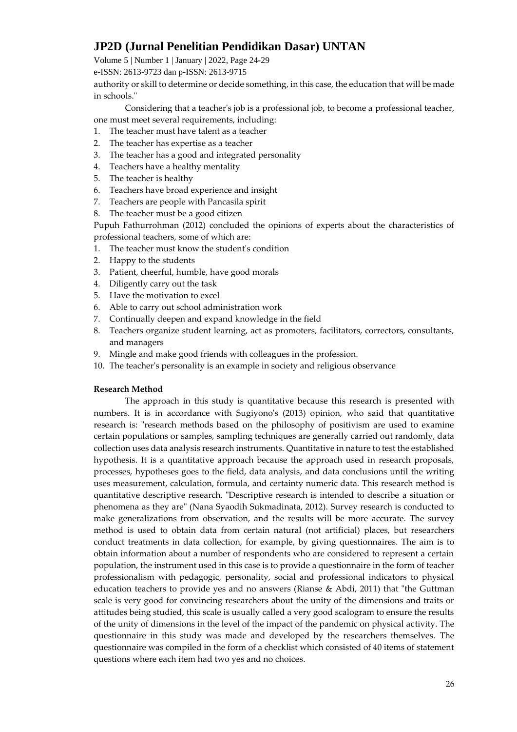authority or skill to determine or decide something, in this case, the education that will be made in schools."

Considering that a teacher's job is a professional job, to become a professional teacher, one must meet several requirements, including:

1. The teacher must have talent as a teacher
2. The teacher has expertise as a teacher
3. The teacher has a good and integrated personality
4. Teachers have a healthy mentality
5. The teacher is healthy
6. Teachers have broad experience and insight
7. Teachers are people with Pancasila spirit
8. The teacher must be a good citizen

Pupuh Fathurrohman (2012) concluded the opinions of experts about the characteristics of professional teachers, some of which are:

1. The teacher must know the student's condition
2. Happy to the students
3. Patient, cheerful, humble, have good morals
4. Diligently carry out the task
5. Have the motivation to excel
6. Able to carry out school administration work
7. Continually deepen and expand knowledge in the field
8. Teachers organize student learning, act as promoters, facilitators, correctors, consultants, and managers
9. Mingle and make good friends with colleagues in the profession.
10. The teacher's personality is an example in society and religious observance

**Research Method**

The approach in this study is quantitative because this research is presented with numbers. It is in accordance with Sugiyono's (2013) opinion, who said that quantitative research is: "research methods based on the philosophy of positivism are used to examine certain populations or samples, sampling techniques are generally carried out randomly, data collection uses data analysis research instruments. Quantitative in nature to test the established hypothesis. It is a quantitative approach because the approach used in research proposals, processes, hypotheses goes to the field, data analysis, and data conclusions until the writing uses measurement, calculation, formula, and certainty numeric data. This research method is quantitative descriptive research. "Descriptive research is intended to describe a situation or phenomena as they are" (Nana Syaodih Sukmadinata, 2012). Survey research is conducted to make generalizations from observation, and the results will be more accurate. The survey method is used to obtain data from certain natural (not artificial) places, but researchers conduct treatments in data collection, for example, by giving questionnaires. The aim is to obtain information about a number of respondents who are considered to represent a certain population, the instrument used in this case is to provide a questionnaire in the form of teacher professionalism with pedagogic, personality, social and professional indicators to physical education teachers to provide yes and no answers (Rianse & Abdi, 2011) that "the Guttman scale is very good for convincing researchers about the unity of the dimensions and traits or attitudes being studied, this scale is usually called a very good scalogram to ensure the results of the unity of dimensions in the level of the impact of the pandemic on physical activity. The questionnaire in this study was made and developed by the researchers themselves. The questionnaire was compiled in the form of a checklist which consisted of 40 items of statement questions where each item had two yes and no choices.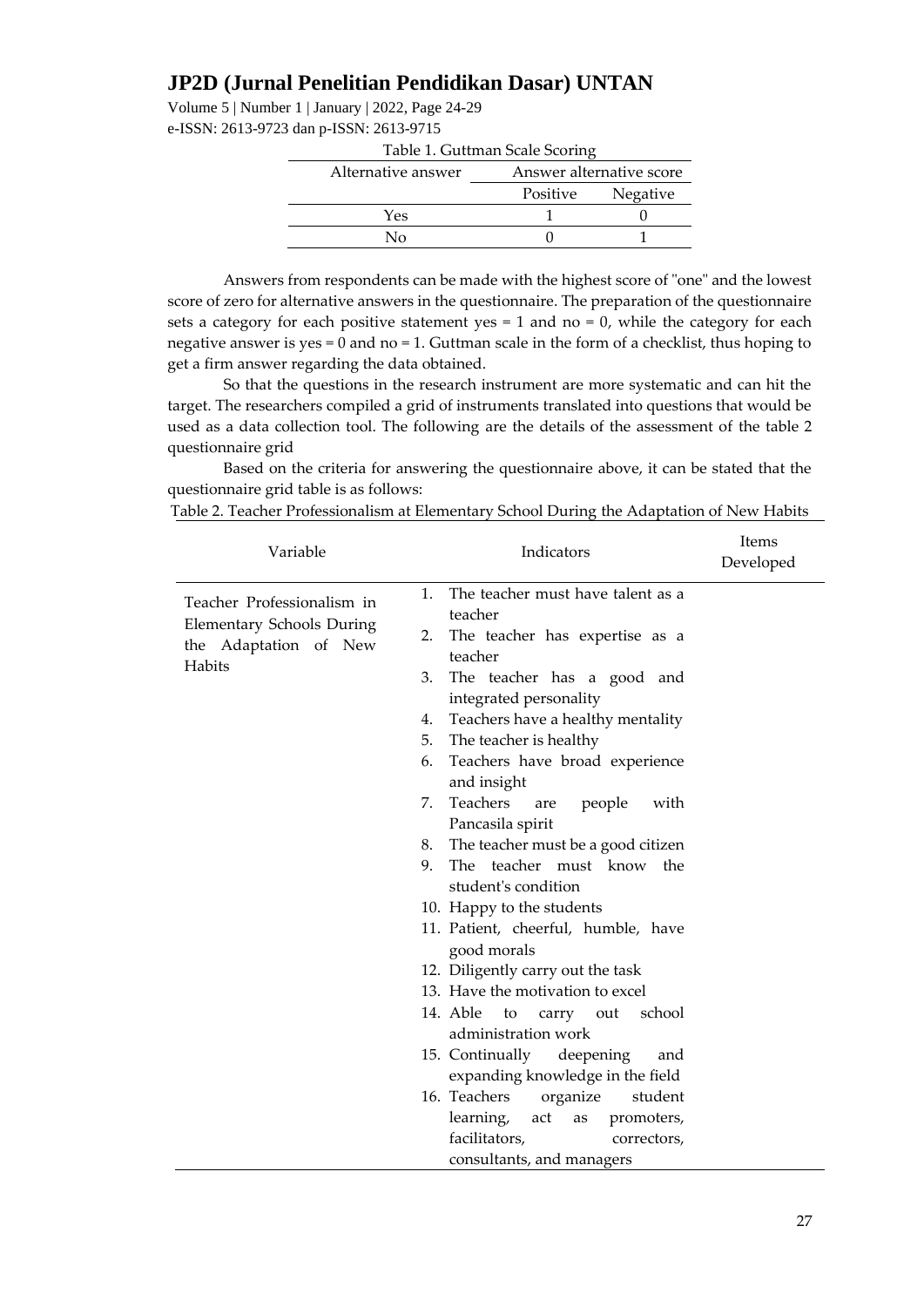Table 1. Guttman Scale Scoring

| Alternative answer | Answer alternative score | |
|---|---|---|
| | Positive | Negative |
| Yes | 1 | 0 |
| No | 0 | 1 |

Answers from respondents can be made with the highest score of "one" and the lowest score of zero for alternative answers in the questionnaire. The preparation of the questionnaire sets a category for each positive statement yes = 1 and no = 0, while the category for each negative answer is yes = 0 and no = 1. Guttman scale in the form of a checklist, thus hoping to get a firm answer regarding the data obtained.

So that the questions in the research instrument are more systematic and can hit the target. The researchers compiled a grid of instruments translated into questions that would be used as a data collection tool. The following are the details of the assessment of the table 2 questionnaire grid

Based on the criteria for answering the questionnaire above, it can be stated that the questionnaire grid table is as follows:

Table 2. Teacher Professionalism at Elementary School During the Adaptation of New Habits

| Variable | Indicators | Items Developed |
|---|---|---|
| Teacher Professionalism in Elementary Schools During the Adaptation of New Habits | 1. The teacher must have talent as a teacher<br>2. The teacher has expertise as a teacher<br>3. The teacher has a good and integrated personality<br>4. Teachers have a healthy mentality<br>5. The teacher is healthy<br>6. Teachers have broad experience and insight<br>7. Teachers are people with Pancasila spirit<br>8. The teacher must be a good citizen<br>9. The teacher must know the student's condition<br>10. Happy to the students<br>11. Patient, cheerful, humble, have good morals<br>12. Diligently carry out the task<br>13. Have the motivation to excel<br>14. Able to carry out school administration work<br>15. Continually deepening and expanding knowledge in the field<br>16. Teachers organize student learning, act as promoters, facilitators, correctors, consultants, and managers | |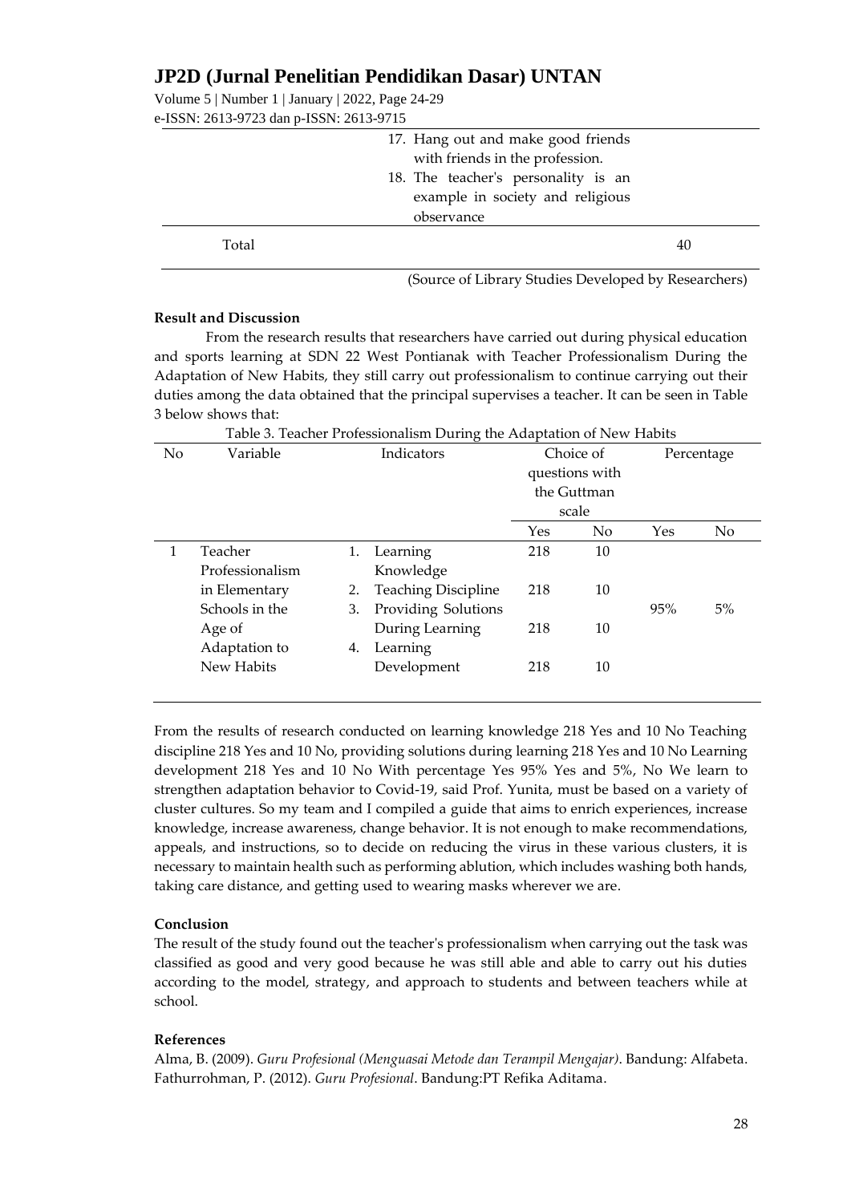| | | |
|---|---|---|
| | 17. Hang out and make good friends with friends in the profession.<br>18. The teacher's personality is an example in society and religious observance | |
| Total | | 40 |

(Source of Library Studies Developed by Researchers)

**Result and Discussion**

From the research results that researchers have carried out during physical education and sports learning at SDN 22 West Pontianak with Teacher Professionalism During the Adaptation of New Habits, they still carry out professionalism to continue carrying out their duties among the data obtained that the principal supervises a teacher. It can be seen in Table 3 below shows that:

Table 3. Teacher Professionalism During the Adaptation of New Habits

| No | Variable | Indicators | Choice of questions with the Guttman scale | | Percentage | |
|---|---|---|---|---|---|---|
| | | | Yes | No | Yes | No |
| 1 | Teacher Professionalism in Elementary Schools in the Age of Adaptation to New Habits | 1. Learning Knowledge | 218 | 10 | 95% | 5% |
| | | 2. Teaching Discipline | 218 | 10 | | |
| | | 3. Providing Solutions During Learning | 218 | 10 | | |
| | | 4. Learning Development | 218 | 10 | | |

From the results of research conducted on learning knowledge 218 Yes and 10 No Teaching discipline 218 Yes and 10 No, providing solutions during learning 218 Yes and 10 No Learning development 218 Yes and 10 No With percentage Yes 95% Yes and 5%, No We learn to strengthen adaptation behavior to Covid-19, said Prof. Yunita, must be based on a variety of cluster cultures. So my team and I compiled a guide that aims to enrich experiences, increase knowledge, increase awareness, change behavior. It is not enough to make recommendations, appeals, and instructions, so to decide on reducing the virus in these various clusters, it is necessary to maintain health such as performing ablution, which includes washing both hands, taking care distance, and getting used to wearing masks wherever we are.

**Conclusion**

The result of the study found out the teacher's professionalism when carrying out the task was classified as good and very good because he was still able and able to carry out his duties according to the model, strategy, and approach to students and between teachers while at school.

**References**

Alma, B. (2009). *Guru Profesional (Menguasai Metode dan Terampil Mengajar)*. Bandung: Alfabeta.

Fathurrohman, P. (2012). *Guru Profesional*. Bandung:PT Refika Aditama.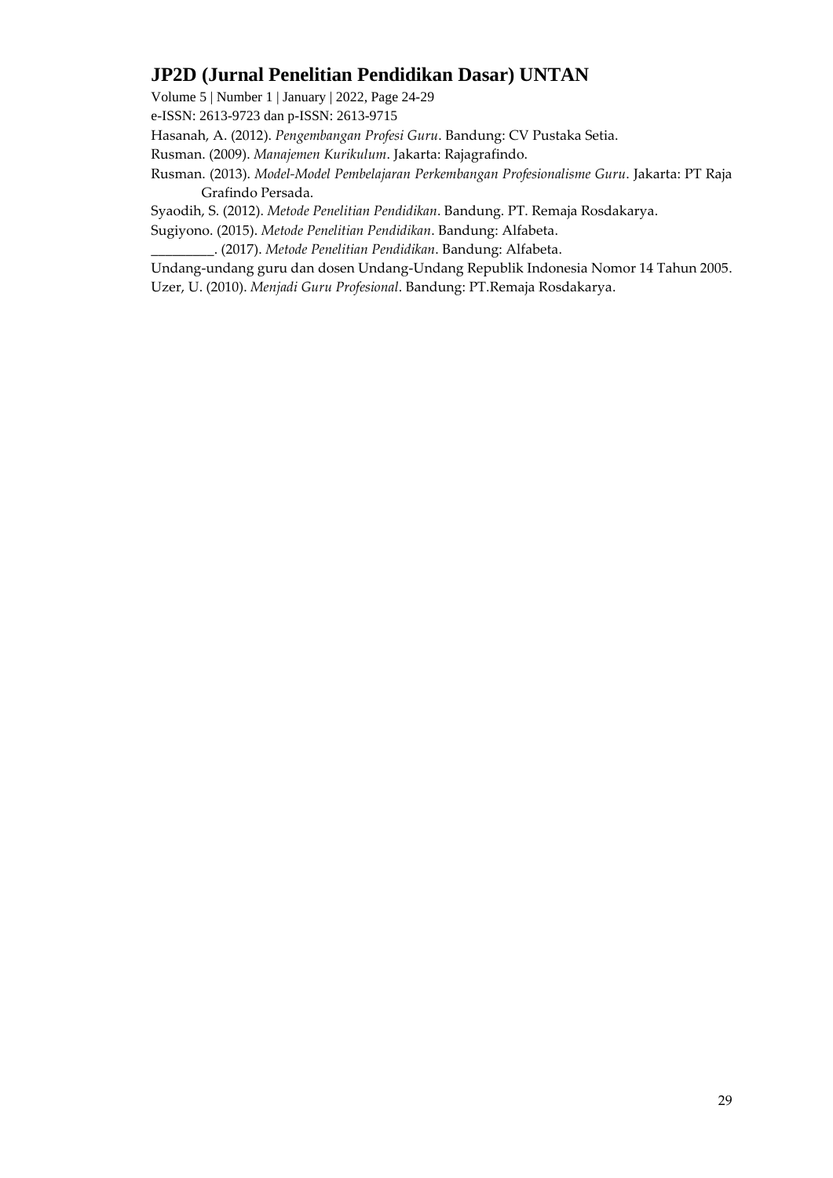Hasanah, A. (2012). *Pengembangan Profesi Guru*. Bandung: CV Pustaka Setia.

Rusman. (2009). *Manajemen Kurikulum*. Jakarta: Rajagrafindo.

Rusman. (2013). *Model-Model Pembelajaran Perkembangan Profesionalisme Guru*. Jakarta: PT Raja Grafindo Persada.

Syaodih, S. (2012). *Metode Penelitian Pendidikan*. Bandung. PT. Remaja Rosdakarya.

Sugiyono. (2015). *Metode Penelitian Pendidikan*. Bandung: Alfabeta.

_________. (2017). *Metode Penelitian Pendidikan*. Bandung: Alfabeta.

Undang-undang guru dan dosen Undang-Undang Republik Indonesia Nomor 14 Tahun 2005.

Uzer, U. (2010). *Menjadi Guru Profesional*. Bandung: PT.Remaja Rosdakarya.